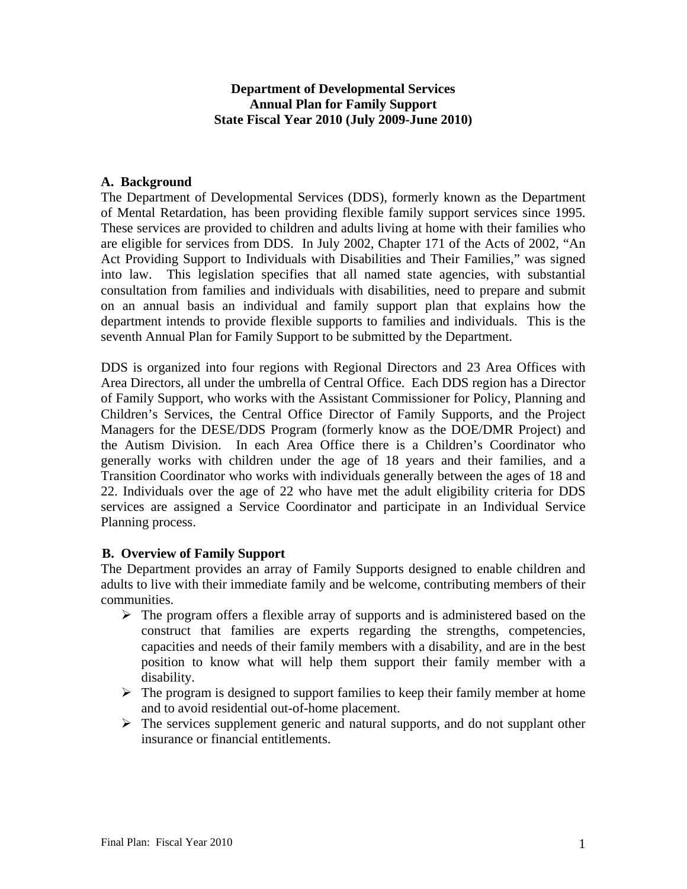# Department of Developmental Services
# Annual Plan for Family Support
# State Fiscal Year 2010 (July 2009-June 2010)

## A. Background

The Department of Developmental Services (DDS), formerly known as the Department of Mental Retardation, has been providing flexible family support services since 1995. These services are provided to children and adults living at home with their families who are eligible for services from DDS. In July 2002, Chapter 171 of the Acts of 2002, "An Act Providing Support to Individuals with Disabilities and Their Families," was signed into law. This legislation specifies that all named state agencies, with substantial consultation from families and individuals with disabilities, need to prepare and submit on an annual basis an individual and family support plan that explains how the department intends to provide flexible supports to families and individuals. This is the seventh Annual Plan for Family Support to be submitted by the Department.

DDS is organized into four regions with Regional Directors and 23 Area Offices with Area Directors, all under the umbrella of Central Office. Each DDS region has a Director of Family Support, who works with the Assistant Commissioner for Policy, Planning and Children's Services, the Central Office Director of Family Supports, and the Project Managers for the DESE/DDS Program (formerly know as the DOE/DMR Project) and the Autism Division. In each Area Office there is a Children's Coordinator who generally works with children under the age of 18 years and their families, and a Transition Coordinator who works with individuals generally between the ages of 18 and 22. Individuals over the age of 22 who have met the adult eligibility criteria for DDS services are assigned a Service Coordinator and participate in an Individual Service Planning process.

## B. Overview of Family Support

The Department provides an array of Family Supports designed to enable children and adults to live with their immediate family and be welcome, contributing members of their communities.

- The program offers a flexible array of supports and is administered based on the construct that families are experts regarding the strengths, competencies, capacities and needs of their family members with a disability, and are in the best position to know what will help them support their family member with a disability.
- The program is designed to support families to keep their family member at home and to avoid residential out-of-home placement.
- The services supplement generic and natural supports, and do not supplant other insurance or financial entitlements.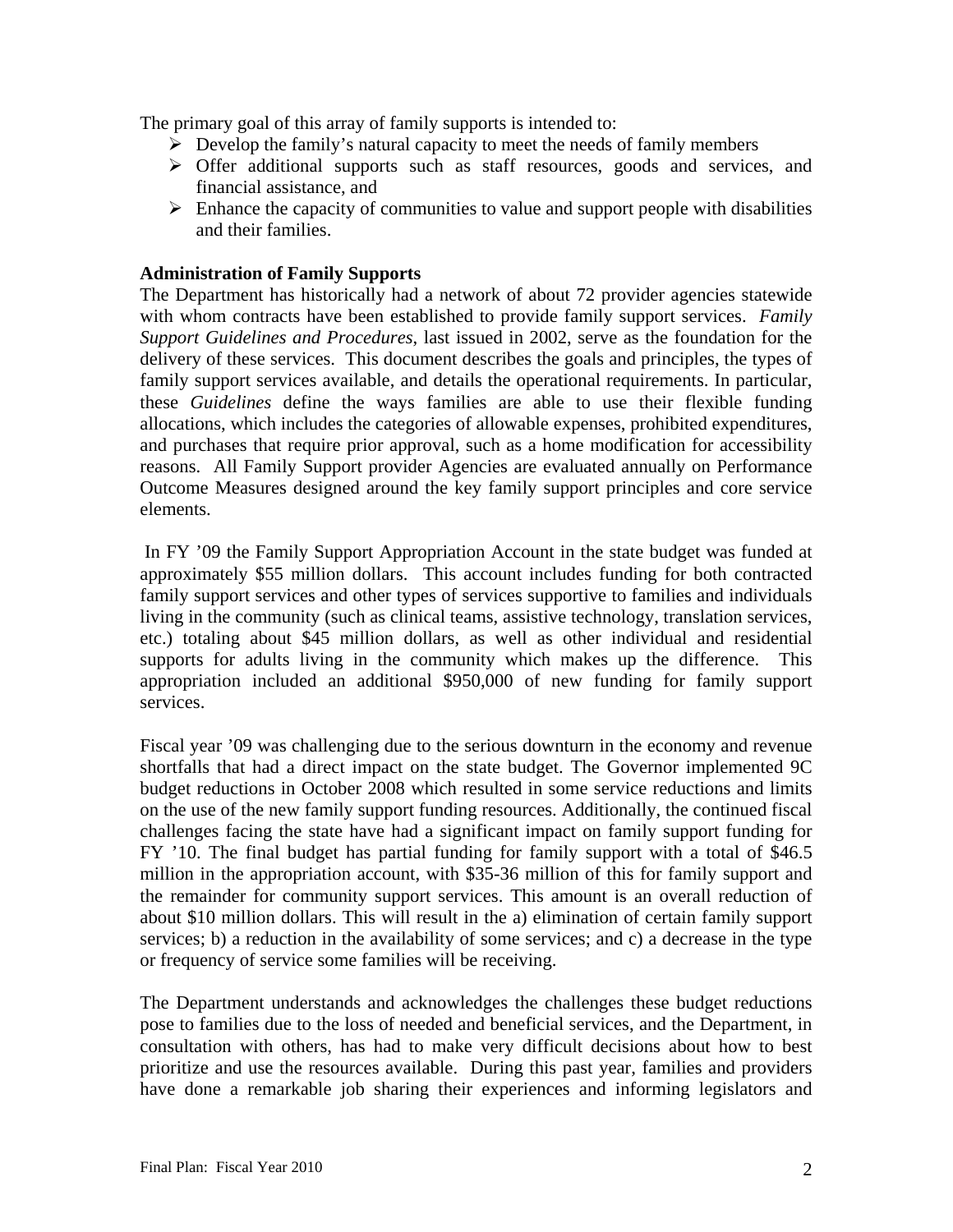The primary goal of this array of family supports is intended to:

- Develop the family's natural capacity to meet the needs of family members
- Offer additional supports such as staff resources, goods and services, and financial assistance, and
- Enhance the capacity of communities to value and support people with disabilities and their families.

**Administration of Family Supports**

The Department has historically had a network of about 72 provider agencies statewide with whom contracts have been established to provide family support services. *Family Support Guidelines and Procedures*, last issued in 2002, serve as the foundation for the delivery of these services. This document describes the goals and principles, the types of family support services available, and details the operational requirements. In particular, these *Guidelines* define the ways families are able to use their flexible funding allocations, which includes the categories of allowable expenses, prohibited expenditures, and purchases that require prior approval, such as a home modification for accessibility reasons. All Family Support provider Agencies are evaluated annually on Performance Outcome Measures designed around the key family support principles and core service elements.

In FY '09 the Family Support Appropriation Account in the state budget was funded at approximately $55 million dollars. This account includes funding for both contracted family support services and other types of services supportive to families and individuals living in the community (such as clinical teams, assistive technology, translation services, etc.) totaling about $45 million dollars, as well as other individual and residential supports for adults living in the community which makes up the difference. This appropriation included an additional $950,000 of new funding for family support services.

Fiscal year '09 was challenging due to the serious downturn in the economy and revenue shortfalls that had a direct impact on the state budget. The Governor implemented 9C budget reductions in October 2008 which resulted in some service reductions and limits on the use of the new family support funding resources. Additionally, the continued fiscal challenges facing the state have had a significant impact on family support funding for FY '10. The final budget has partial funding for family support with a total of $46.5 million in the appropriation account, with $35-36 million of this for family support and the remainder for community support services. This amount is an overall reduction of about $10 million dollars. This will result in the a) elimination of certain family support services; b) a reduction in the availability of some services; and c) a decrease in the type or frequency of service some families will be receiving.

The Department understands and acknowledges the challenges these budget reductions pose to families due to the loss of needed and beneficial services, and the Department, in consultation with others, has had to make very difficult decisions about how to best prioritize and use the resources available. During this past year, families and providers have done a remarkable job sharing their experiences and informing legislators and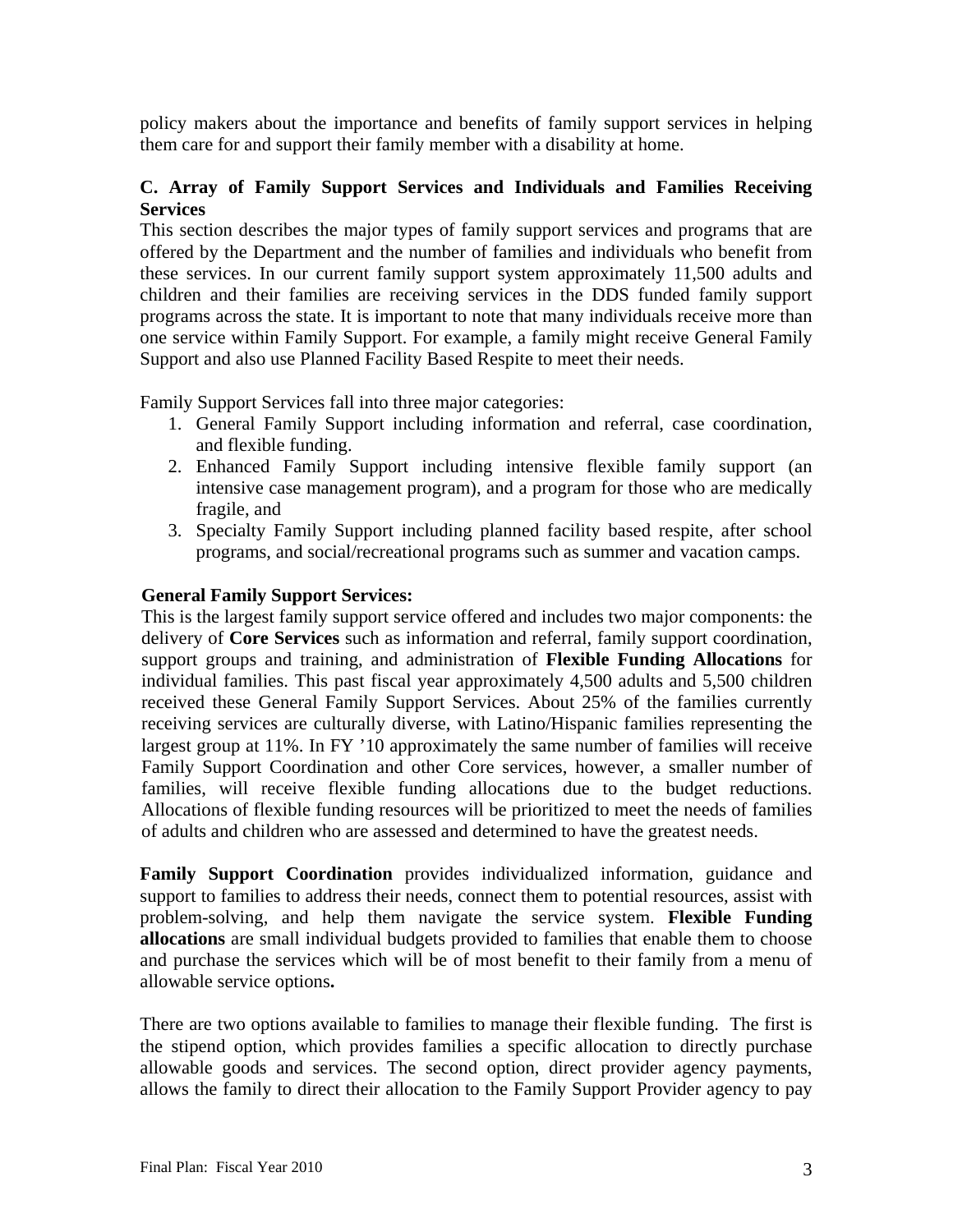policy makers about the importance and benefits of family support services in helping them care for and support their family member with a disability at home.

### C. Array of Family Support Services and Individuals and Families Receiving Services

This section describes the major types of family support services and programs that are offered by the Department and the number of families and individuals who benefit from these services. In our current family support system approximately 11,500 adults and children and their families are receiving services in the DDS funded family support programs across the state. It is important to note that many individuals receive more than one service within Family Support. For example, a family might receive General Family Support and also use Planned Facility Based Respite to meet their needs.

Family Support Services fall into three major categories:

1. General Family Support including information and referral, case coordination, and flexible funding.
2. Enhanced Family Support including intensive flexible family support (an intensive case management program), and a program for those who are medically fragile, and
3. Specialty Family Support including planned facility based respite, after school programs, and social/recreational programs such as summer and vacation camps.

**General Family Support Services:**

This is the largest family support service offered and includes two major components: the delivery of **Core Services** such as information and referral, family support coordination, support groups and training, and administration of **Flexible Funding Allocations** for individual families. This past fiscal year approximately 4,500 adults and 5,500 children received these General Family Support Services. About 25% of the families currently receiving services are culturally diverse, with Latino/Hispanic families representing the largest group at 11%. In FY '10 approximately the same number of families will receive Family Support Coordination and other Core services, however, a smaller number of families, will receive flexible funding allocations due to the budget reductions. Allocations of flexible funding resources will be prioritized to meet the needs of families of adults and children who are assessed and determined to have the greatest needs.

**Family Support Coordination** provides individualized information, guidance and support to families to address their needs, connect them to potential resources, assist with problem-solving, and help them navigate the service system. **Flexible Funding allocations** are small individual budgets provided to families that enable them to choose and purchase the services which will be of most benefit to their family from a menu of allowable service options**.**

There are two options available to families to manage their flexible funding. The first is the stipend option, which provides families a specific allocation to directly purchase allowable goods and services. The second option, direct provider agency payments, allows the family to direct their allocation to the Family Support Provider agency to pay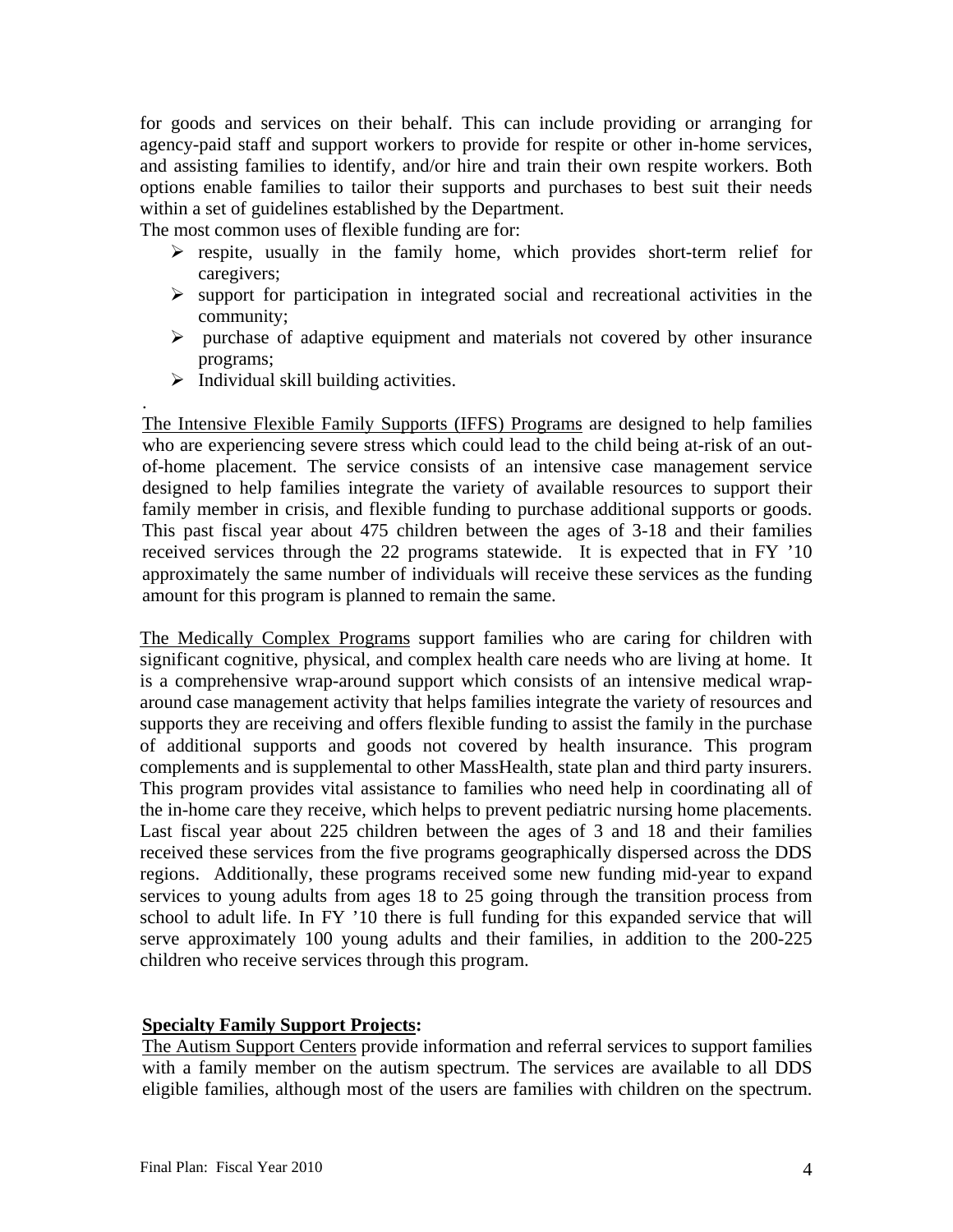for goods and services on their behalf. This can include providing or arranging for agency-paid staff and support workers to provide for respite or other in-home services, and assisting families to identify, and/or hire and train their own respite workers. Both options enable families to tailor their supports and purchases to best suit their needs within a set of guidelines established by the Department.

The most common uses of flexible funding are for:

- respite, usually in the family home, which provides short-term relief for caregivers;
- support for participation in integrated social and recreational activities in the community;
- purchase of adaptive equipment and materials not covered by other insurance programs;
- Individual skill building activities.

.

The Intensive Flexible Family Supports (IFFS) Programs are designed to help families who are experiencing severe stress which could lead to the child being at-risk of an out-of-home placement. The service consists of an intensive case management service designed to help families integrate the variety of available resources to support their family member in crisis, and flexible funding to purchase additional supports or goods. This past fiscal year about 475 children between the ages of 3-18 and their families received services through the 22 programs statewide. It is expected that in FY '10 approximately the same number of individuals will receive these services as the funding amount for this program is planned to remain the same.

The Medically Complex Programs support families who are caring for children with significant cognitive, physical, and complex health care needs who are living at home. It is a comprehensive wrap-around support which consists of an intensive medical wrap-around case management activity that helps families integrate the variety of resources and supports they are receiving and offers flexible funding to assist the family in the purchase of additional supports and goods not covered by health insurance. This program complements and is supplemental to other MassHealth, state plan and third party insurers. This program provides vital assistance to families who need help in coordinating all of the in-home care they receive, which helps to prevent pediatric nursing home placements. Last fiscal year about 225 children between the ages of 3 and 18 and their families received these services from the five programs geographically dispersed across the DDS regions. Additionally, these programs received some new funding mid-year to expand services to young adults from ages 18 to 25 going through the transition process from school to adult life. In FY '10 there is full funding for this expanded service that will serve approximately 100 young adults and their families, in addition to the 200-225 children who receive services through this program.

**Specialty Family Support Projects:**

The Autism Support Centers provide information and referral services to support families with a family member on the autism spectrum. The services are available to all DDS eligible families, although most of the users are families with children on the spectrum.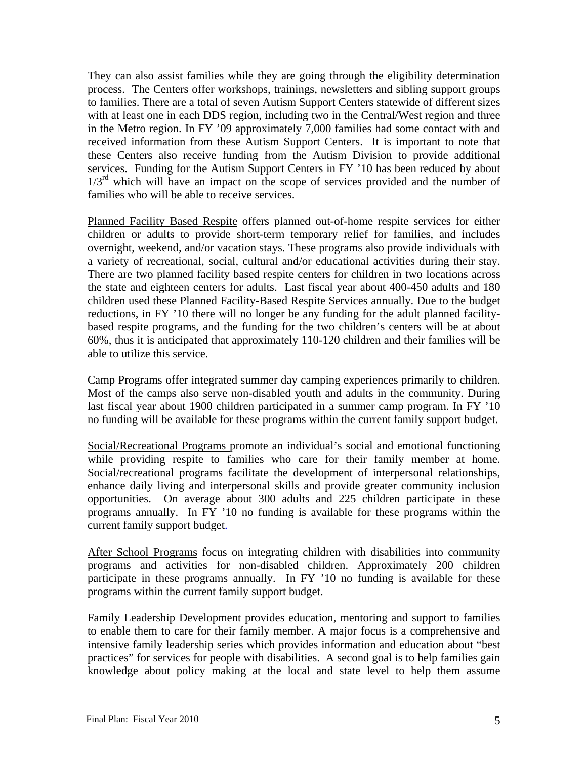They can also assist families while they are going through the eligibility determination process. The Centers offer workshops, trainings, newsletters and sibling support groups to families. There are a total of seven Autism Support Centers statewide of different sizes with at least one in each DDS region, including two in the Central/West region and three in the Metro region. In FY '09 approximately 7,000 families had some contact with and received information from these Autism Support Centers. It is important to note that these Centers also receive funding from the Autism Division to provide additional services. Funding for the Autism Support Centers in FY '10 has been reduced by about 1/3rd which will have an impact on the scope of services provided and the number of families who will be able to receive services.

<u>Planned Facility Based Respite</u> offers planned out-of-home respite services for either children or adults to provide short-term temporary relief for families, and includes overnight, weekend, and/or vacation stays. These programs also provide individuals with a variety of recreational, social, cultural and/or educational activities during their stay. There are two planned facility based respite centers for children in two locations across the state and eighteen centers for adults. Last fiscal year about 400-450 adults and 180 children used these Planned Facility-Based Respite Services annually. Due to the budget reductions, in FY '10 there will no longer be any funding for the adult planned facility-based respite programs, and the funding for the two children's centers will be at about 60%, thus it is anticipated that approximately 110-120 children and their families will be able to utilize this service.

Camp Programs offer integrated summer day camping experiences primarily to children. Most of the camps also serve non-disabled youth and adults in the community. During last fiscal year about 1900 children participated in a summer camp program. In FY '10 no funding will be available for these programs within the current family support budget.

<u>Social/Recreational Programs</u> promote an individual's social and emotional functioning while providing respite to families who care for their family member at home. Social/recreational programs facilitate the development of interpersonal relationships, enhance daily living and interpersonal skills and provide greater community inclusion opportunities. On average about 300 adults and 225 children participate in these programs annually. In FY '10 no funding is available for these programs within the current family support budget.

<u>After School Programs</u> focus on integrating children with disabilities into community programs and activities for non-disabled children. Approximately 200 children participate in these programs annually. In FY '10 no funding is available for these programs within the current family support budget.

<u>Family Leadership Development</u> provides education, mentoring and support to families to enable them to care for their family member. A major focus is a comprehensive and intensive family leadership series which provides information and education about "best practices" for services for people with disabilities. A second goal is to help families gain knowledge about policy making at the local and state level to help them assume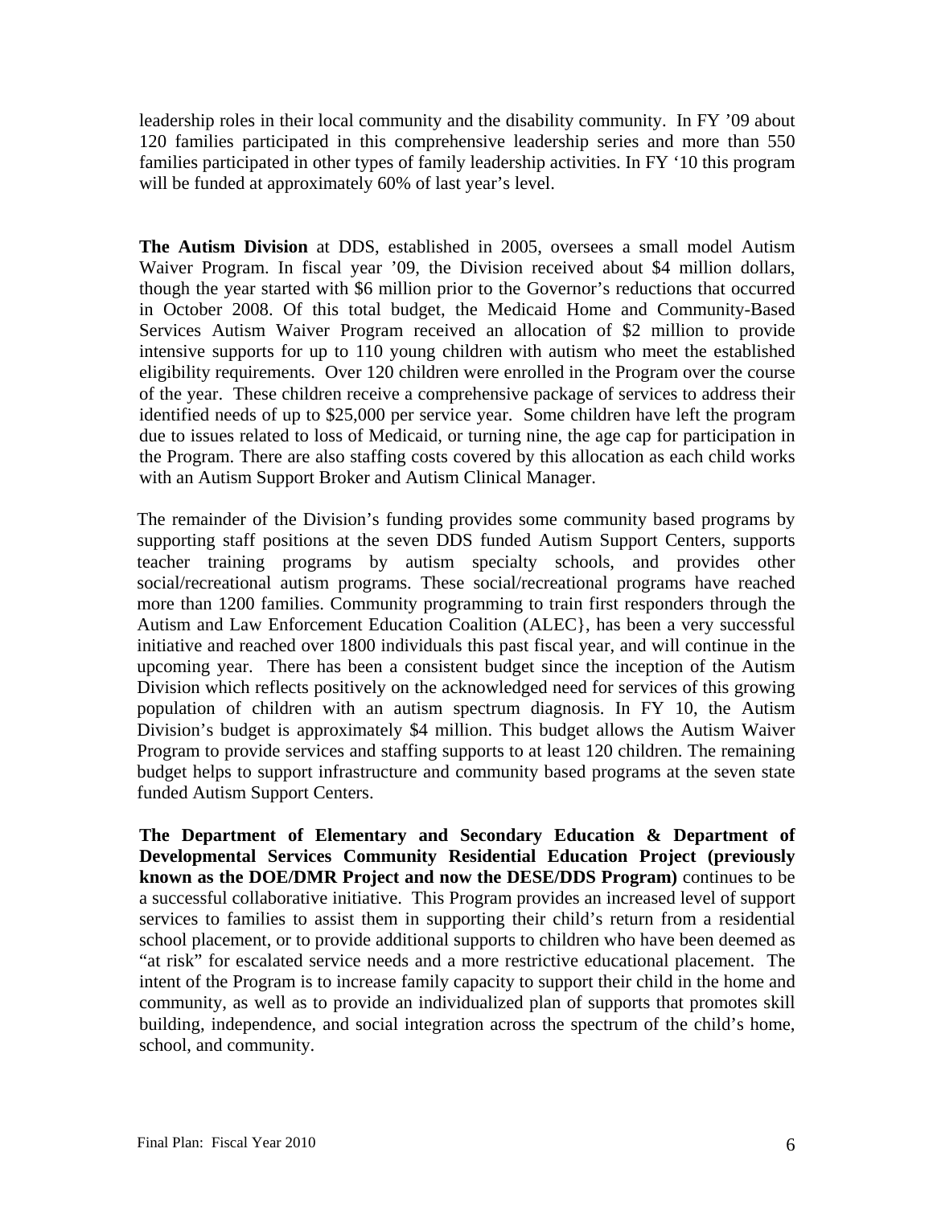leadership roles in their local community and the disability community. In FY '09 about 120 families participated in this comprehensive leadership series and more than 550 families participated in other types of family leadership activities. In FY '10 this program will be funded at approximately 60% of last year's level.

**The Autism Division** at DDS, established in 2005, oversees a small model Autism Waiver Program. In fiscal year '09, the Division received about $4 million dollars, though the year started with $6 million prior to the Governor's reductions that occurred in October 2008. Of this total budget, the Medicaid Home and Community-Based Services Autism Waiver Program received an allocation of $2 million to provide intensive supports for up to 110 young children with autism who meet the established eligibility requirements. Over 120 children were enrolled in the Program over the course of the year. These children receive a comprehensive package of services to address their identified needs of up to $25,000 per service year. Some children have left the program due to issues related to loss of Medicaid, or turning nine, the age cap for participation in the Program. There are also staffing costs covered by this allocation as each child works with an Autism Support Broker and Autism Clinical Manager.

The remainder of the Division's funding provides some community based programs by supporting staff positions at the seven DDS funded Autism Support Centers, supports teacher training programs by autism specialty schools, and provides other social/recreational autism programs. These social/recreational programs have reached more than 1200 families. Community programming to train first responders through the Autism and Law Enforcement Education Coalition (ALEC}, has been a very successful initiative and reached over 1800 individuals this past fiscal year, and will continue in the upcoming year. There has been a consistent budget since the inception of the Autism Division which reflects positively on the acknowledged need for services of this growing population of children with an autism spectrum diagnosis. In FY 10, the Autism Division's budget is approximately $4 million. This budget allows the Autism Waiver Program to provide services and staffing supports to at least 120 children. The remaining budget helps to support infrastructure and community based programs at the seven state funded Autism Support Centers.

**The Department of Elementary and Secondary Education & Department of Developmental Services Community Residential Education Project (previously known as the DOE/DMR Project and now the DESE/DDS Program)** continues to be a successful collaborative initiative. This Program provides an increased level of support services to families to assist them in supporting their child's return from a residential school placement, or to provide additional supports to children who have been deemed as "at risk" for escalated service needs and a more restrictive educational placement. The intent of the Program is to increase family capacity to support their child in the home and community, as well as to provide an individualized plan of supports that promotes skill building, independence, and social integration across the spectrum of the child's home, school, and community.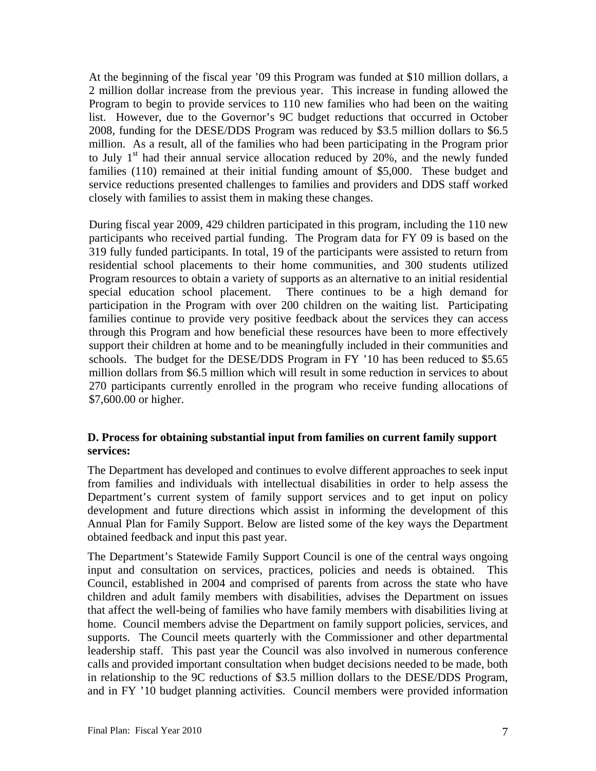At the beginning of the fiscal year '09 this Program was funded at $10 million dollars, a 2 million dollar increase from the previous year. This increase in funding allowed the Program to begin to provide services to 110 new families who had been on the waiting list. However, due to the Governor's 9C budget reductions that occurred in October 2008, funding for the DESE/DDS Program was reduced by $3.5 million dollars to $6.5 million. As a result, all of the families who had been participating in the Program prior to July 1st had their annual service allocation reduced by 20%, and the newly funded families (110) remained at their initial funding amount of $5,000. These budget and service reductions presented challenges to families and providers and DDS staff worked closely with families to assist them in making these changes.

During fiscal year 2009, 429 children participated in this program, including the 110 new participants who received partial funding. The Program data for FY 09 is based on the 319 fully funded participants. In total, 19 of the participants were assisted to return from residential school placements to their home communities, and 300 students utilized Program resources to obtain a variety of supports as an alternative to an initial residential special education school placement. There continues to be a high demand for participation in the Program with over 200 children on the waiting list. Participating families continue to provide very positive feedback about the services they can access through this Program and how beneficial these resources have been to more effectively support their children at home and to be meaningfully included in their communities and schools. The budget for the DESE/DDS Program in FY '10 has been reduced to $5.65 million dollars from $6.5 million which will result in some reduction in services to about 270 participants currently enrolled in the program who receive funding allocations of $7,600.00 or higher.

**D. Process for obtaining substantial input from families on current family support services:**

The Department has developed and continues to evolve different approaches to seek input from families and individuals with intellectual disabilities in order to help assess the Department's current system of family support services and to get input on policy development and future directions which assist in informing the development of this Annual Plan for Family Support. Below are listed some of the key ways the Department obtained feedback and input this past year.

The Department's Statewide Family Support Council is one of the central ways ongoing input and consultation on services, practices, policies and needs is obtained. This Council, established in 2004 and comprised of parents from across the state who have children and adult family members with disabilities, advises the Department on issues that affect the well-being of families who have family members with disabilities living at home. Council members advise the Department on family support policies, services, and supports. The Council meets quarterly with the Commissioner and other departmental leadership staff. This past year the Council was also involved in numerous conference calls and provided important consultation when budget decisions needed to be made, both in relationship to the 9C reductions of $3.5 million dollars to the DESE/DDS Program, and in FY '10 budget planning activities. Council members were provided information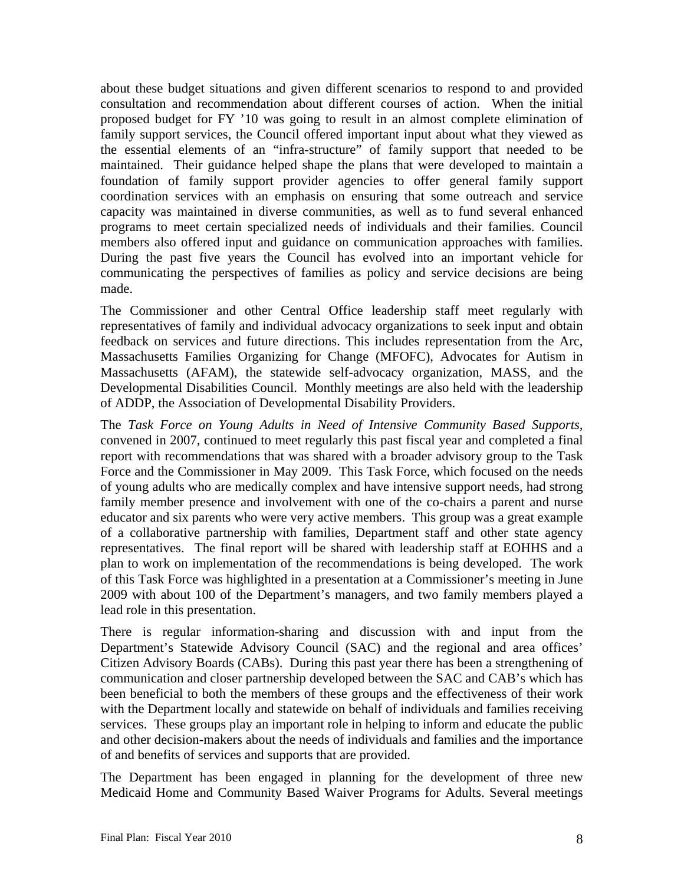about these budget situations and given different scenarios to respond to and provided consultation and recommendation about different courses of action. When the initial proposed budget for FY '10 was going to result in an almost complete elimination of family support services, the Council offered important input about what they viewed as the essential elements of an "infra-structure" of family support that needed to be maintained. Their guidance helped shape the plans that were developed to maintain a foundation of family support provider agencies to offer general family support coordination services with an emphasis on ensuring that some outreach and service capacity was maintained in diverse communities, as well as to fund several enhanced programs to meet certain specialized needs of individuals and their families. Council members also offered input and guidance on communication approaches with families. During the past five years the Council has evolved into an important vehicle for communicating the perspectives of families as policy and service decisions are being made.

The Commissioner and other Central Office leadership staff meet regularly with representatives of family and individual advocacy organizations to seek input and obtain feedback on services and future directions. This includes representation from the Arc, Massachusetts Families Organizing for Change (MFOFC), Advocates for Autism in Massachusetts (AFAM), the statewide self-advocacy organization, MASS, and the Developmental Disabilities Council. Monthly meetings are also held with the leadership of ADDP, the Association of Developmental Disability Providers.

The *Task Force on Young Adults in Need of Intensive Community Based Supports*, convened in 2007, continued to meet regularly this past fiscal year and completed a final report with recommendations that was shared with a broader advisory group to the Task Force and the Commissioner in May 2009. This Task Force, which focused on the needs of young adults who are medically complex and have intensive support needs, had strong family member presence and involvement with one of the co-chairs a parent and nurse educator and six parents who were very active members. This group was a great example of a collaborative partnership with families, Department staff and other state agency representatives. The final report will be shared with leadership staff at EOHHS and a plan to work on implementation of the recommendations is being developed. The work of this Task Force was highlighted in a presentation at a Commissioner's meeting in June 2009 with about 100 of the Department's managers, and two family members played a lead role in this presentation.

There is regular information-sharing and discussion with and input from the Department's Statewide Advisory Council (SAC) and the regional and area offices' Citizen Advisory Boards (CABs). During this past year there has been a strengthening of communication and closer partnership developed between the SAC and CAB's which has been beneficial to both the members of these groups and the effectiveness of their work with the Department locally and statewide on behalf of individuals and families receiving services. These groups play an important role in helping to inform and educate the public and other decision-makers about the needs of individuals and families and the importance of and benefits of services and supports that are provided.

The Department has been engaged in planning for the development of three new Medicaid Home and Community Based Waiver Programs for Adults. Several meetings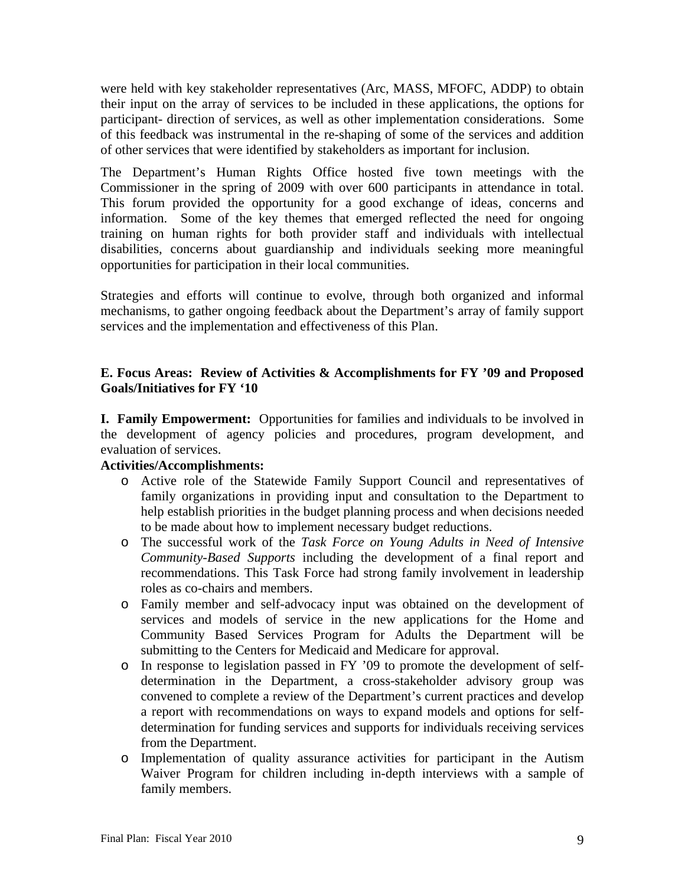were held with key stakeholder representatives (Arc, MASS, MFOFC, ADDP) to obtain their input on the array of services to be included in these applications, the options for participant- direction of services, as well as other implementation considerations. Some of this feedback was instrumental in the re-shaping of some of the services and addition of other services that were identified by stakeholders as important for inclusion.

The Department's Human Rights Office hosted five town meetings with the Commissioner in the spring of 2009 with over 600 participants in attendance in total. This forum provided the opportunity for a good exchange of ideas, concerns and information. Some of the key themes that emerged reflected the need for ongoing training on human rights for both provider staff and individuals with intellectual disabilities, concerns about guardianship and individuals seeking more meaningful opportunities for participation in their local communities.

Strategies and efforts will continue to evolve, through both organized and informal mechanisms, to gather ongoing feedback about the Department's array of family support services and the implementation and effectiveness of this Plan.

### E. Focus Areas: Review of Activities & Accomplishments for FY '09 and Proposed Goals/Initiatives for FY '10

**I. Family Empowerment:** Opportunities for families and individuals to be involved in the development of agency policies and procedures, program development, and evaluation of services.

**Activities/Accomplishments:**

- Active role of the Statewide Family Support Council and representatives of family organizations in providing input and consultation to the Department to help establish priorities in the budget planning process and when decisions needed to be made about how to implement necessary budget reductions.
- The successful work of the *Task Force on Young Adults in Need of Intensive Community-Based Supports* including the development of a final report and recommendations. This Task Force had strong family involvement in leadership roles as co-chairs and members.
- Family member and self-advocacy input was obtained on the development of services and models of service in the new applications for the Home and Community Based Services Program for Adults the Department will be submitting to the Centers for Medicaid and Medicare for approval.
- In response to legislation passed in FY '09 to promote the development of self-determination in the Department, a cross-stakeholder advisory group was convened to complete a review of the Department's current practices and develop a report with recommendations on ways to expand models and options for self-determination for funding services and supports for individuals receiving services from the Department.
- Implementation of quality assurance activities for participant in the Autism Waiver Program for children including in-depth interviews with a sample of family members.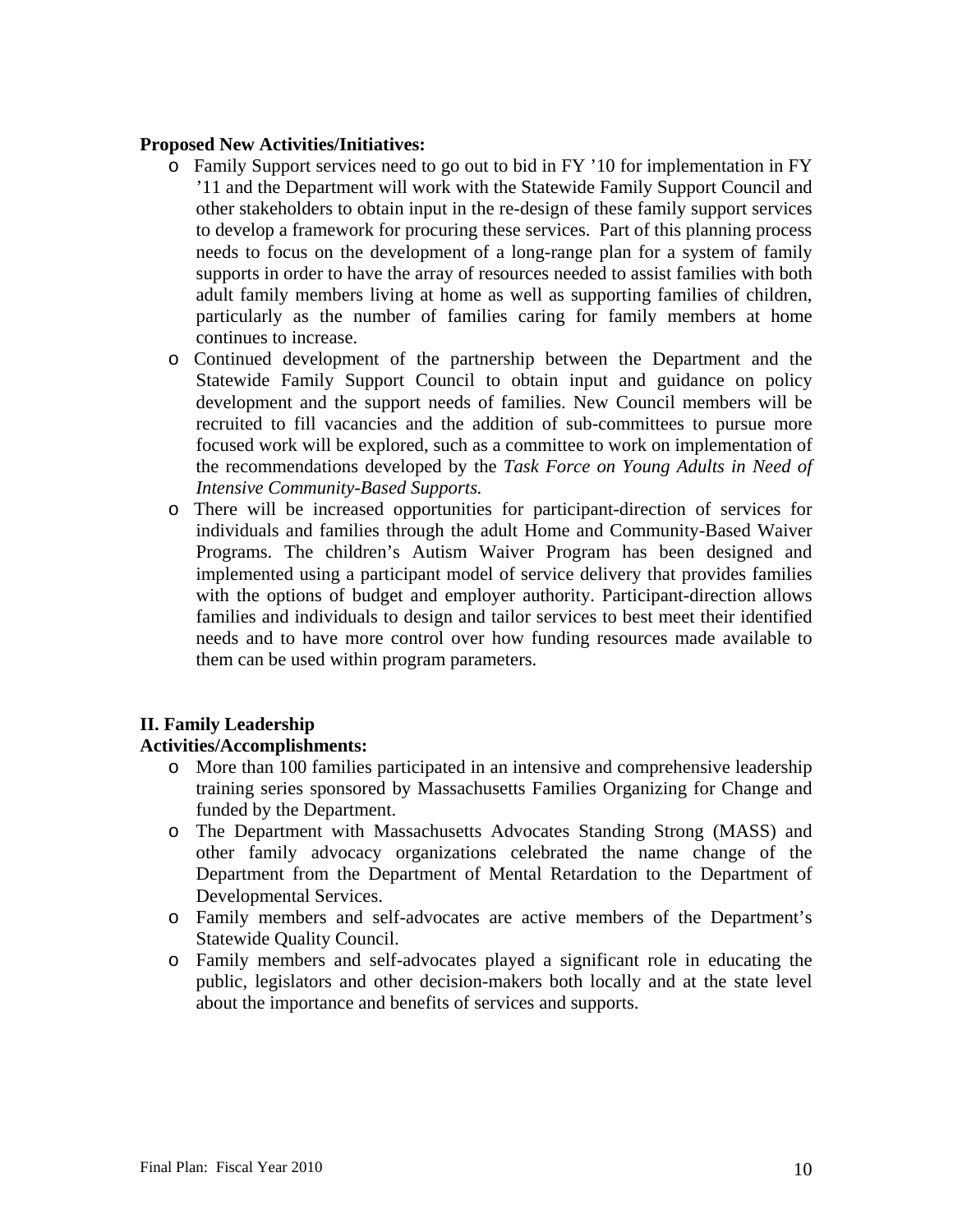**Proposed New Activities/Initiatives:**

- Family Support services need to go out to bid in FY '10 for implementation in FY '11 and the Department will work with the Statewide Family Support Council and other stakeholders to obtain input in the re-design of these family support services to develop a framework for procuring these services. Part of this planning process needs to focus on the development of a long-range plan for a system of family supports in order to have the array of resources needed to assist families with both adult family members living at home as well as supporting families of children, particularly as the number of families caring for family members at home continues to increase.
- Continued development of the partnership between the Department and the Statewide Family Support Council to obtain input and guidance on policy development and the support needs of families. New Council members will be recruited to fill vacancies and the addition of sub-committees to pursue more focused work will be explored, such as a committee to work on implementation of the recommendations developed by the *Task Force on Young Adults in Need of Intensive Community-Based Supports.*
- There will be increased opportunities for participant-direction of services for individuals and families through the adult Home and Community-Based Waiver Programs. The children's Autism Waiver Program has been designed and implemented using a participant model of service delivery that provides families with the options of budget and employer authority. Participant-direction allows families and individuals to design and tailor services to best meet their identified needs and to have more control over how funding resources made available to them can be used within program parameters.

**II. Family Leadership**

**Activities/Accomplishments:**

- More than 100 families participated in an intensive and comprehensive leadership training series sponsored by Massachusetts Families Organizing for Change and funded by the Department.
- The Department with Massachusetts Advocates Standing Strong (MASS) and other family advocacy organizations celebrated the name change of the Department from the Department of Mental Retardation to the Department of Developmental Services.
- Family members and self-advocates are active members of the Department's Statewide Quality Council.
- Family members and self-advocates played a significant role in educating the public, legislators and other decision-makers both locally and at the state level about the importance and benefits of services and supports.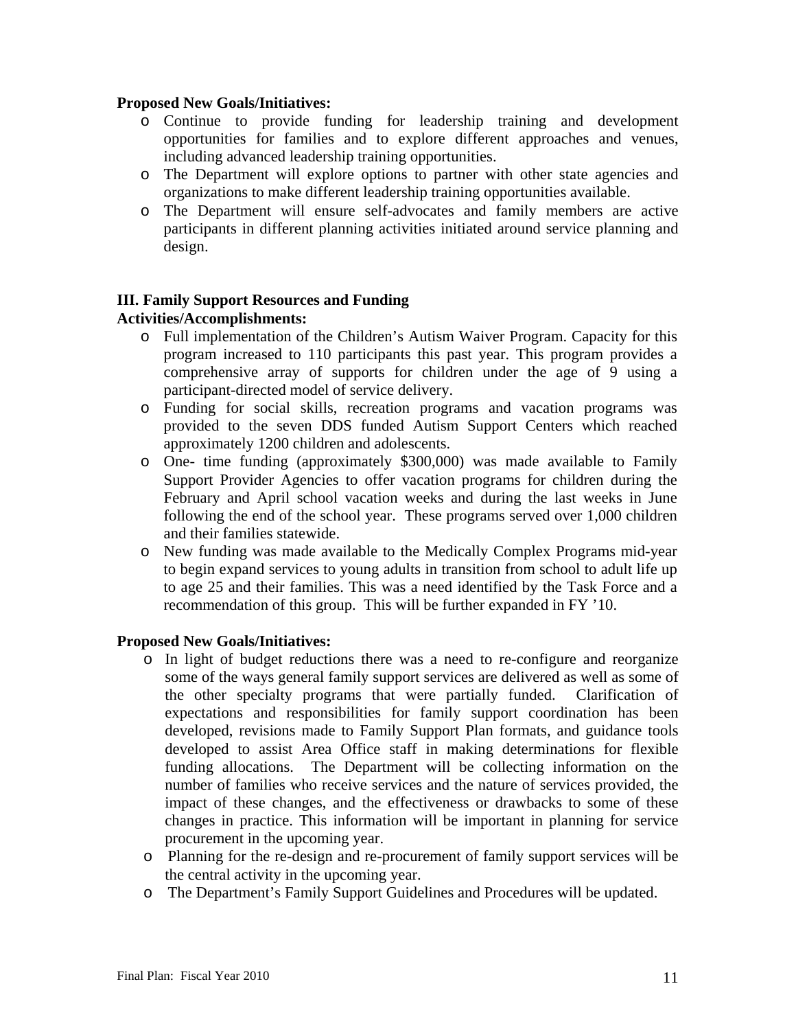**Proposed New Goals/Initiatives:**

- Continue to provide funding for leadership training and development opportunities for families and to explore different approaches and venues, including advanced leadership training opportunities.
- The Department will explore options to partner with other state agencies and organizations to make different leadership training opportunities available.
- The Department will ensure self-advocates and family members are active participants in different planning activities initiated around service planning and design.

**III. Family Support Resources and Funding**

**Activities/Accomplishments:**

- Full implementation of the Children's Autism Waiver Program. Capacity for this program increased to 110 participants this past year. This program provides a comprehensive array of supports for children under the age of 9 using a participant-directed model of service delivery.
- Funding for social skills, recreation programs and vacation programs was provided to the seven DDS funded Autism Support Centers which reached approximately 1200 children and adolescents.
- One- time funding (approximately $300,000) was made available to Family Support Provider Agencies to offer vacation programs for children during the February and April school vacation weeks and during the last weeks in June following the end of the school year. These programs served over 1,000 children and their families statewide.
- New funding was made available to the Medically Complex Programs mid-year to begin expand services to young adults in transition from school to adult life up to age 25 and their families. This was a need identified by the Task Force and a recommendation of this group. This will be further expanded in FY '10.

**Proposed New Goals/Initiatives:**

- In light of budget reductions there was a need to re-configure and reorganize some of the ways general family support services are delivered as well as some of the other specialty programs that were partially funded. Clarification of expectations and responsibilities for family support coordination has been developed, revisions made to Family Support Plan formats, and guidance tools developed to assist Area Office staff in making determinations for flexible funding allocations. The Department will be collecting information on the number of families who receive services and the nature of services provided, the impact of these changes, and the effectiveness or drawbacks to some of these changes in practice. This information will be important in planning for service procurement in the upcoming year.
- Planning for the re-design and re-procurement of family support services will be the central activity in the upcoming year.
- The Department's Family Support Guidelines and Procedures will be updated.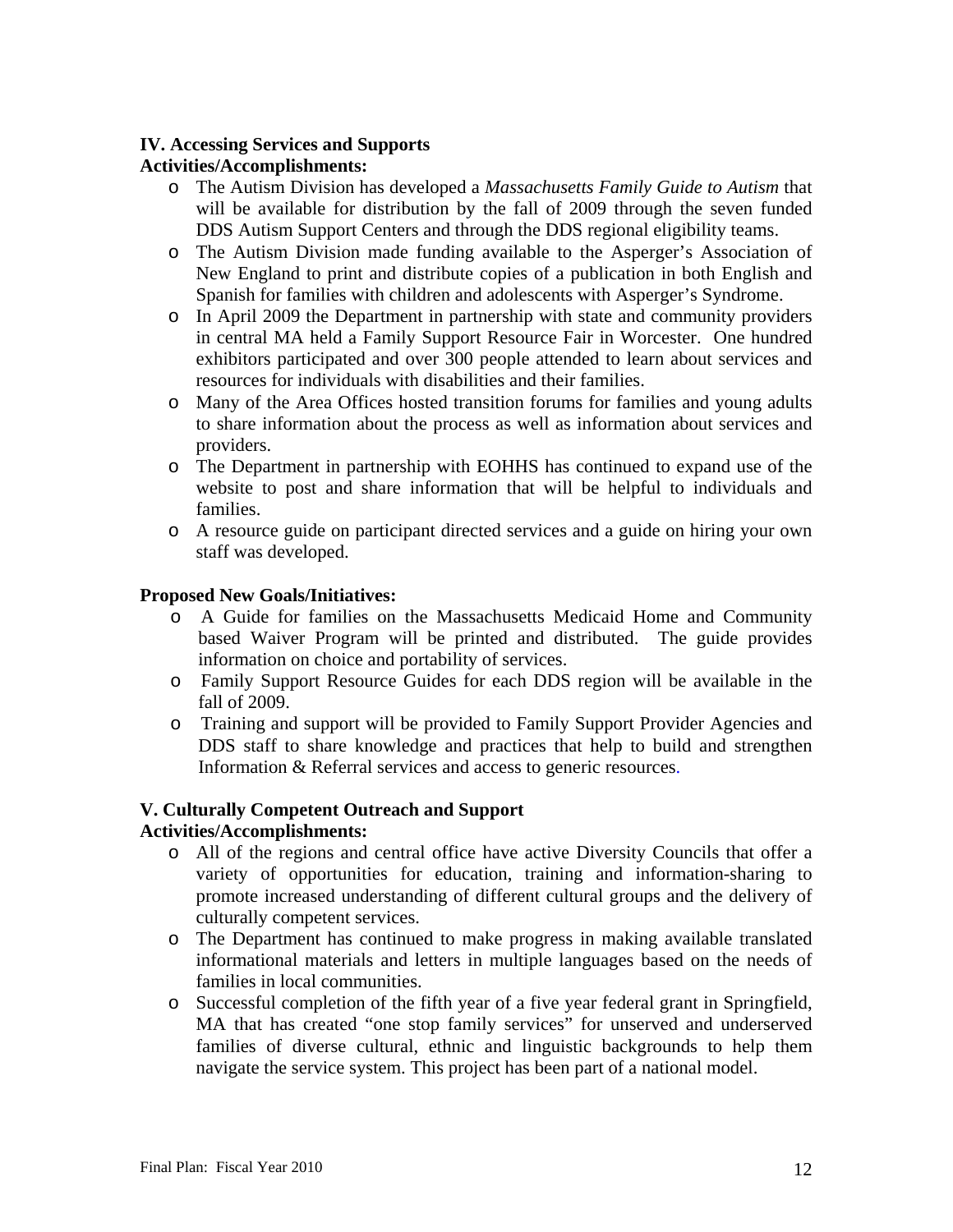## IV. Accessing Services and Supports

**Activities/Accomplishments:**

- The Autism Division has developed a *Massachusetts Family Guide to Autism* that will be available for distribution by the fall of 2009 through the seven funded DDS Autism Support Centers and through the DDS regional eligibility teams.
- The Autism Division made funding available to the Asperger's Association of New England to print and distribute copies of a publication in both English and Spanish for families with children and adolescents with Asperger's Syndrome.
- In April 2009 the Department in partnership with state and community providers in central MA held a Family Support Resource Fair in Worcester. One hundred exhibitors participated and over 300 people attended to learn about services and resources for individuals with disabilities and their families.
- Many of the Area Offices hosted transition forums for families and young adults to share information about the process as well as information about services and providers.
- The Department in partnership with EOHHS has continued to expand use of the website to post and share information that will be helpful to individuals and families.
- A resource guide on participant directed services and a guide on hiring your own staff was developed.

**Proposed New Goals/Initiatives:**

- A Guide for families on the Massachusetts Medicaid Home and Community based Waiver Program will be printed and distributed. The guide provides information on choice and portability of services.
- Family Support Resource Guides for each DDS region will be available in the fall of 2009.
- Training and support will be provided to Family Support Provider Agencies and DDS staff to share knowledge and practices that help to build and strengthen Information & Referral services and access to generic resources.

## V. Culturally Competent Outreach and Support

**Activities/Accomplishments:**

- All of the regions and central office have active Diversity Councils that offer a variety of opportunities for education, training and information-sharing to promote increased understanding of different cultural groups and the delivery of culturally competent services.
- The Department has continued to make progress in making available translated informational materials and letters in multiple languages based on the needs of families in local communities.
- Successful completion of the fifth year of a five year federal grant in Springfield, MA that has created "one stop family services" for unserved and underserved families of diverse cultural, ethnic and linguistic backgrounds to help them navigate the service system. This project has been part of a national model.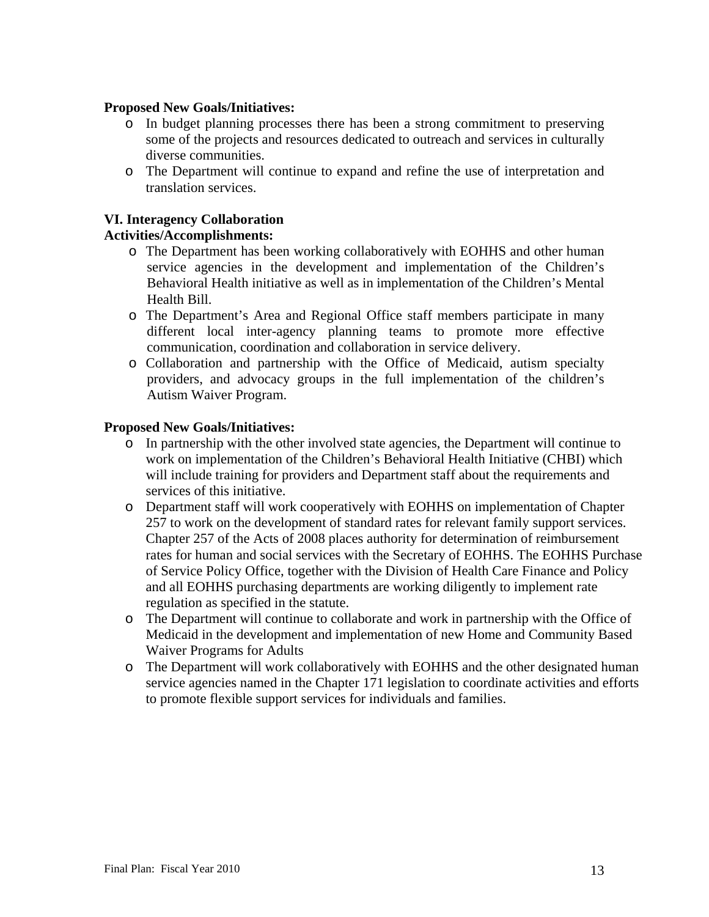**Proposed New Goals/Initiatives:**

- In budget planning processes there has been a strong commitment to preserving some of the projects and resources dedicated to outreach and services in culturally diverse communities.
- The Department will continue to expand and refine the use of interpretation and translation services.

## VI. Interagency Collaboration

**Activities/Accomplishments:**

- The Department has been working collaboratively with EOHHS and other human service agencies in the development and implementation of the Children's Behavioral Health initiative as well as in implementation of the Children's Mental Health Bill.
- The Department's Area and Regional Office staff members participate in many different local inter-agency planning teams to promote more effective communication, coordination and collaboration in service delivery.
- Collaboration and partnership with the Office of Medicaid, autism specialty providers, and advocacy groups in the full implementation of the children's Autism Waiver Program.

**Proposed New Goals/Initiatives:**

- In partnership with the other involved state agencies, the Department will continue to work on implementation of the Children's Behavioral Health Initiative (CHBI) which will include training for providers and Department staff about the requirements and services of this initiative.
- Department staff will work cooperatively with EOHHS on implementation of Chapter 257 to work on the development of standard rates for relevant family support services. Chapter 257 of the Acts of 2008 places authority for determination of reimbursement rates for human and social services with the Secretary of EOHHS. The EOHHS Purchase of Service Policy Office, together with the Division of Health Care Finance and Policy and all EOHHS purchasing departments are working diligently to implement rate regulation as specified in the statute.
- The Department will continue to collaborate and work in partnership with the Office of Medicaid in the development and implementation of new Home and Community Based Waiver Programs for Adults
- The Department will work collaboratively with EOHHS and the other designated human service agencies named in the Chapter 171 legislation to coordinate activities and efforts to promote flexible support services for individuals and families.